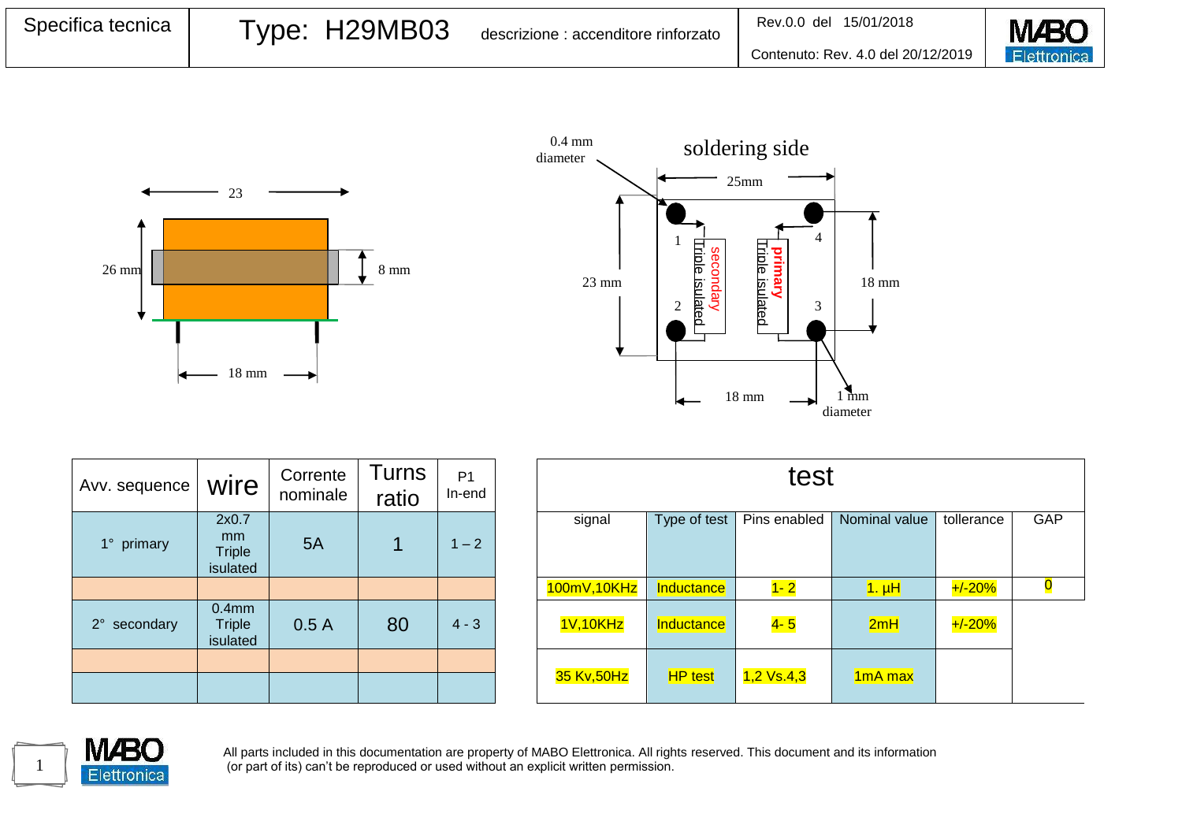| Specifica tecnica | Type: H29MB03 | descrizione : accenditore rinforzato | Rev.0.0 del 15/01/2018 Contenuto: Rev. 4.0 del 20/12/2019 | MABO Elettronica |
|---|---|---|---|---|

23

26 mm

8 mm

18 mm

0.4 mm diameter

soldering side

25mm

23 mm

18 mm

1 secondary Triple isulated 2

4 primary Triple isulated 3

18 mm

1 mm diameter

| Avv. sequence | wire | Corrente nominale | Turns ratio | P1 In-end |
|---|---|---|---|---|
| 1° primary | 2x0.7 mm Triple isulated | 5A | 1 | 1 – 2 |
| | | | | |
| 2° secondary | 0.4mm Triple isulated | 0.5 A | 80 | 4 - 3 |
| | | | | |
| | | | | |

**test**

| signal | Type of test | Pins enabled | Nominal value | tollerance | GAP |
|---|---|---|---|---|---|
| 100mV,10KHz | Inductance | 1- 2 | 1. µH | +/-20% | 0 |
| 1V,10KHz | Inductance | 4- 5 | 2mH | +/-20% | |
| 35 Kv,50Hz | HP test | 1,2 Vs.4,3 | 1mA max | | |

All parts included in this documentation are property of MABO Elettronica. All rights reserved. This document and its information (or part of its) can't be reproduced or used without an explicit written permission.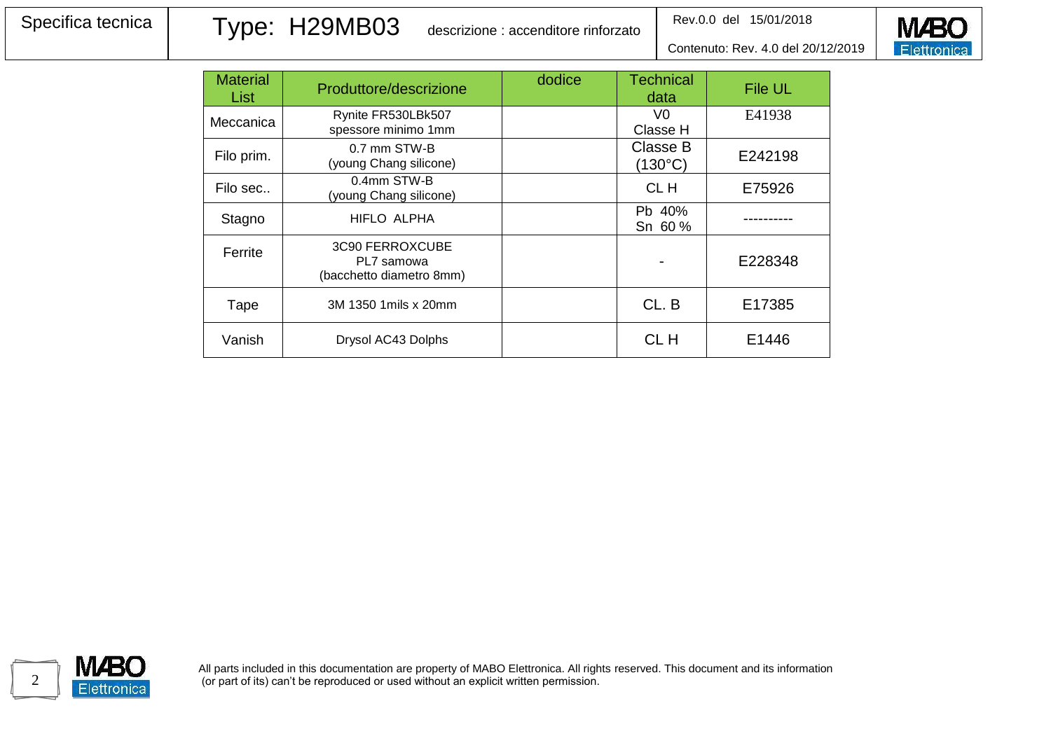| Material List | Produttore/descrizione | dodice | Technical data | File UL |
|---|---|---|---|---|
| Meccanica | Rynite FR530LBk507<br>spessore minimo 1mm | | V0<br>Classe H | E41938 |
| Filo prim. | 0.7 mm STW-B<br>(young Chang silicone) | | Classe B<br>(130°C) | E242198 |
| Filo sec.. | 0.4mm STW-B<br>(young Chang silicone) | | CL H | E75926 |
| Stagno | HIFLO ALPHA | | Pb 40%<br>Sn 60 % | ---------- |
| Ferrite | 3C90 FERROXCUBE<br>PL7 samowa<br>(bacchetto diametro 8mm) | | - | E228348 |
| Tape | 3M 1350 1mils x 20mm | | CL. B | E17385 |
| Vanish | Drysol AC43 Dolphs | | CL H | E1446 |